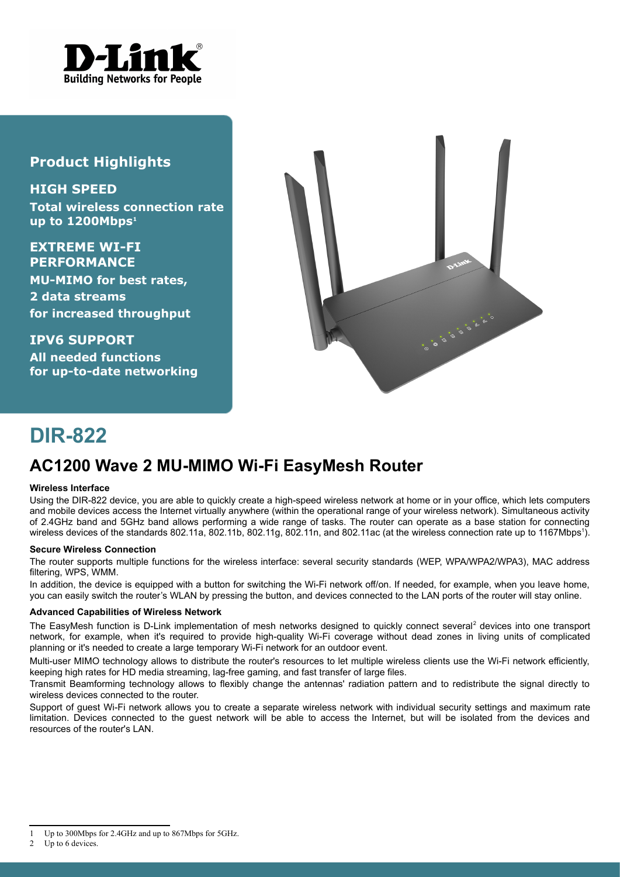## Product Highlights

**HIGH SPEED**

**Total wireless connection rate up to 1200Mbps[1]**

**EXTREME WI-FI PERFORMANCE**

**MU-MIMO for best rates, 2 data streams for increased throughput**

**IPV6 SUPPORT**

**All needed functions for up-to-date networking**

# DIR-822

## AC1200 Wave 2 MU-MIMO Wi-Fi EasyMesh Router

#### Wireless Interface

Using the DIR-822 device, you are able to quickly create a high-speed wireless network at home or in your office, which lets computers and mobile devices access the Internet virtually anywhere (within the operational range of your wireless network). Simultaneous activity of 2.4GHz band and 5GHz band allows performing a wide range of tasks. The router can operate as a base station for connecting wireless devices of the standards 802.11a, 802.11b, 802.11g, 802.11n, and 802.11ac (at the wireless connection rate up to 1167Mbps[1]).

#### Secure Wireless Connection

The router supports multiple functions for the wireless interface: several security standards (WEP, WPA/WPA2/WPA3), MAC address filtering, WPS, WMM.

In addition, the device is equipped with a button for switching the Wi-Fi network off/on. If needed, for example, when you leave home, you can easily switch the router's WLAN by pressing the button, and devices connected to the LAN ports of the router will stay online.

#### Advanced Capabilities of Wireless Network

The EasyMesh function is D-Link implementation of mesh networks designed to quickly connect several[2] devices into one transport network, for example, when it's required to provide high-quality Wi-Fi coverage without dead zones in living units of complicated planning or it's needed to create a large temporary Wi-Fi network for an outdoor event.

Multi-user MIMO technology allows to distribute the router's resources to let multiple wireless clients use the Wi-Fi network efficiently, keeping high rates for HD media streaming, lag-free gaming, and fast transfer of large files.

Transmit Beamforming technology allows to flexibly change the antennas' radiation pattern and to redistribute the signal directly to wireless devices connected to the router.

Support of guest Wi-Fi network allows you to create a separate wireless network with individual security settings and maximum rate limitation. Devices connected to the guest network will be able to access the Internet, but will be isolated from the devices and resources of the router's LAN.

---

1 Up to 300Mbps for 2.4GHz and up to 867Mbps for 5GHz.

2 Up to 6 devices.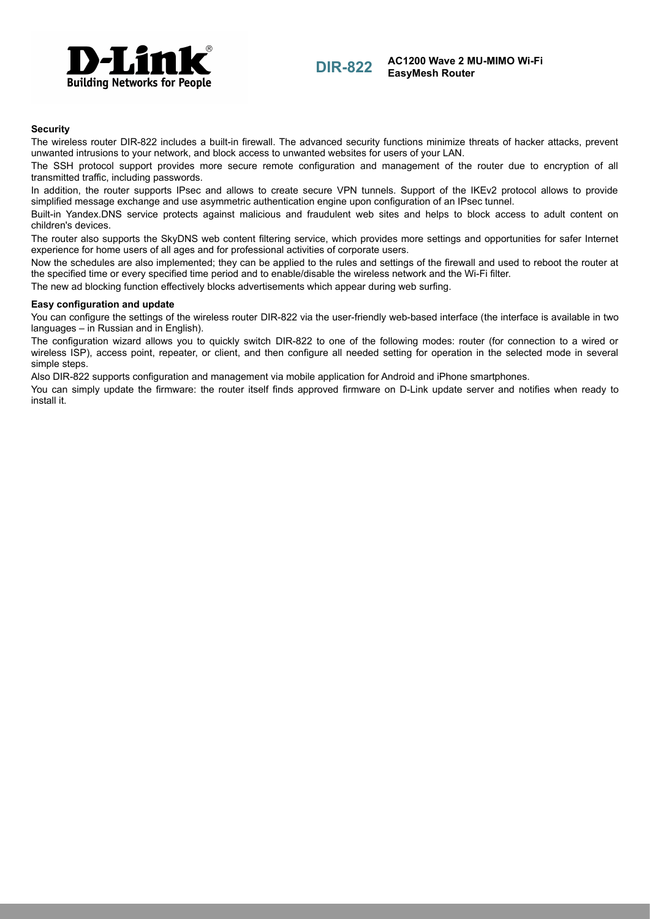### Security

The wireless router DIR-822 includes a built-in firewall. The advanced security functions minimize threats of hacker attacks, prevent unwanted intrusions to your network, and block access to unwanted websites for users of your LAN.

The SSH protocol support provides more secure remote configuration and management of the router due to encryption of all transmitted traffic, including passwords.

In addition, the router supports IPsec and allows to create secure VPN tunnels. Support of the IKEv2 protocol allows to provide simplified message exchange and use asymmetric authentication engine upon configuration of an IPsec tunnel.

Built-in Yandex.DNS service protects against malicious and fraudulent web sites and helps to block access to adult content on children's devices.

The router also supports the SkyDNS web content filtering service, which provides more settings and opportunities for safer Internet experience for home users of all ages and for professional activities of corporate users.

Now the schedules are also implemented; they can be applied to the rules and settings of the firewall and used to reboot the router at the specified time or every specified time period and to enable/disable the wireless network and the Wi-Fi filter.

The new ad blocking function effectively blocks advertisements which appear during web surfing.

### Easy configuration and update

You can configure the settings of the wireless router DIR-822 via the user-friendly web-based interface (the interface is available in two languages – in Russian and in English).

The configuration wizard allows you to quickly switch DIR-822 to one of the following modes: router (for connection to a wired or wireless ISP), access point, repeater, or client, and then configure all needed setting for operation in the selected mode in several simple steps.

Also DIR-822 supports configuration and management via mobile application for Android and iPhone smartphones.

You can simply update the firmware: the router itself finds approved firmware on D-Link update server and notifies when ready to install it.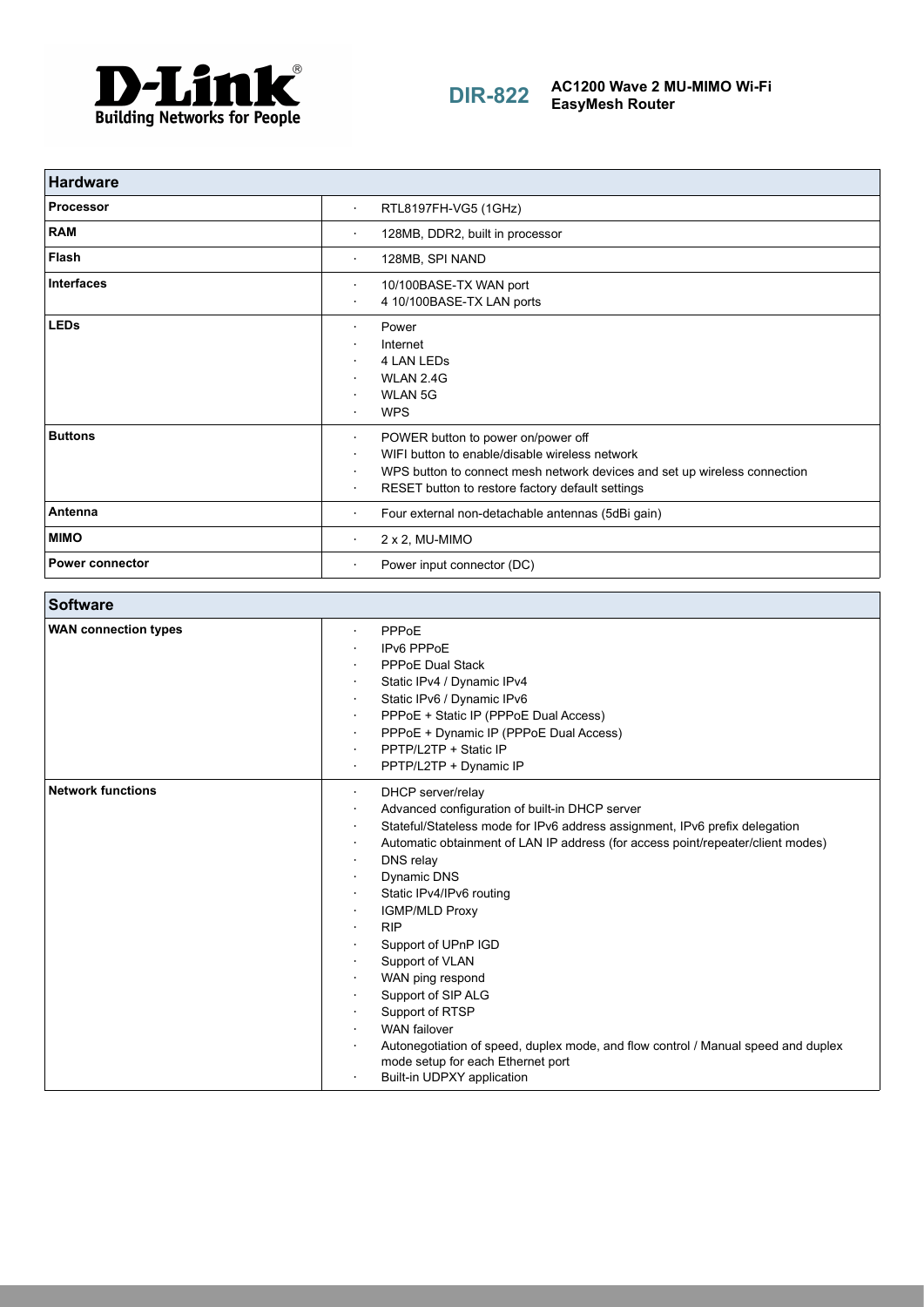**DIR-822** AC1200 Wave 2 MU-MIMO Wi-Fi EasyMesh Router

| Hardware | |
|---|---|
| **Processor** | · RTL8197FH-VG5 (1GHz) |
| **RAM** | · 128MB, DDR2, built in processor |
| **Flash** | · 128MB, SPI NAND |
| **Interfaces** | · 10/100BASE-TX WAN port<br>· 4 10/100BASE-TX LAN ports |
| **LEDs** | · Power<br>· Internet<br>· 4 LAN LEDs<br>· WLAN 2.4G<br>· WLAN 5G<br>· WPS |
| **Buttons** | · POWER button to power on/power off<br>· WIFI button to enable/disable wireless network<br>· WPS button to connect mesh network devices and set up wireless connection<br>· RESET button to restore factory default settings |
| **Antenna** | · Four external non-detachable antennas (5dBi gain) |
| **MIMO** | · 2 x 2, MU-MIMO |
| **Power connector** | · Power input connector (DC) |

| Software | |
|---|---|
| **WAN connection types** | · PPPoE<br>· IPv6 PPPoE<br>· PPPoE Dual Stack<br>· Static IPv4 / Dynamic IPv4<br>· Static IPv6 / Dynamic IPv6<br>· PPPoE + Static IP (PPPoE Dual Access)<br>· PPPoE + Dynamic IP (PPPoE Dual Access)<br>· PPTP/L2TP + Static IP<br>· PPTP/L2TP + Dynamic IP |
| **Network functions** | · DHCP server/relay<br>· Advanced configuration of built-in DHCP server<br>· Stateful/Stateless mode for IPv6 address assignment, IPv6 prefix delegation<br>· Automatic obtainment of LAN IP address (for access point/repeater/client modes)<br>· DNS relay<br>· Dynamic DNS<br>· Static IPv4/IPv6 routing<br>· IGMP/MLD Proxy<br>· RIP<br>· Support of UPnP IGD<br>· Support of VLAN<br>· WAN ping respond<br>· Support of SIP ALG<br>· Support of RTSP<br>· WAN failover<br>· Autonegotiation of speed, duplex mode, and flow control / Manual speed and duplex mode setup for each Ethernet port<br>· Built-in UDPXY application |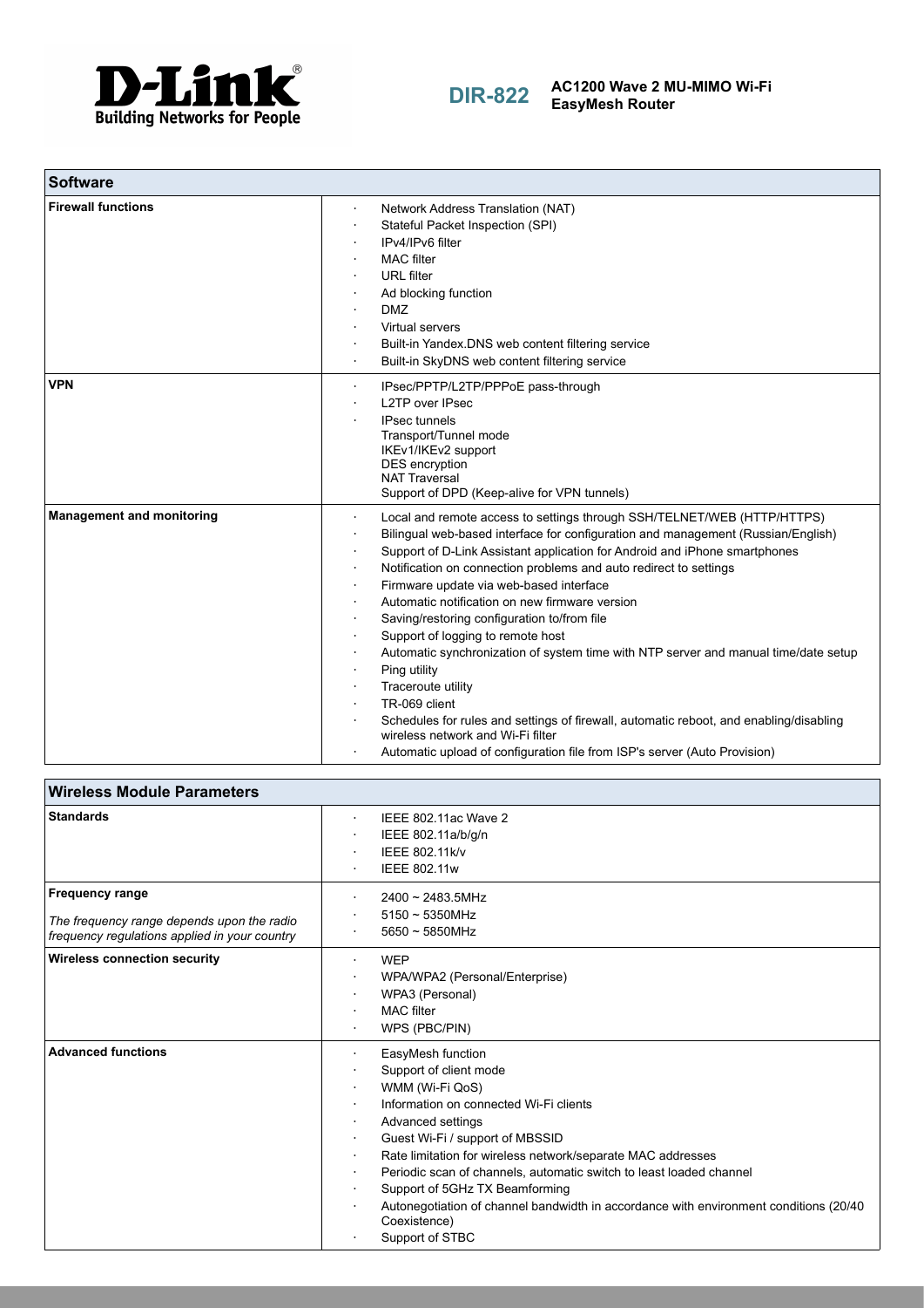| Software | |
|---|---|
| **Firewall functions** | · Network Address Translation (NAT)<br>· Stateful Packet Inspection (SPI)<br>· IPv4/IPv6 filter<br>· MAC filter<br>· URL filter<br>· Ad blocking function<br>· DMZ<br>· Virtual servers<br>· Built-in Yandex.DNS web content filtering service<br>· Built-in SkyDNS web content filtering service |
| **VPN** | · IPsec/PPTP/L2TP/PPPoE pass-through<br>· L2TP over IPsec<br>· IPsec tunnels<br>Transport/Tunnel mode<br>IKEv1/IKEv2 support<br>DES encryption<br>NAT Traversal<br>Support of DPD (Keep-alive for VPN tunnels) |
| **Management and monitoring** | · Local and remote access to settings through SSH/TELNET/WEB (HTTP/HTTPS)<br>· Bilingual web-based interface for configuration and management (Russian/English)<br>· Support of D-Link Assistant application for Android and iPhone smartphones<br>· Notification on connection problems and auto redirect to settings<br>· Firmware update via web-based interface<br>· Automatic notification on new firmware version<br>· Saving/restoring configuration to/from file<br>· Support of logging to remote host<br>· Automatic synchronization of system time with NTP server and manual time/date setup<br>· Ping utility<br>· Traceroute utility<br>· TR-069 client<br>· Schedules for rules and settings of firewall, automatic reboot, and enabling/disabling wireless network and Wi-Fi filter<br>· Automatic upload of configuration file from ISP's server (Auto Provision) |

| Wireless Module Parameters | |
|---|---|
| **Standards** | · IEEE 802.11ac Wave 2<br>· IEEE 802.11a/b/g/n<br>· IEEE 802.11k/v<br>· IEEE 802.11w |
| **Frequency range**<br><br>*The frequency range depends upon the radio frequency regulations applied in your country* | · 2400 ~ 2483.5MHz<br>· 5150 ~ 5350MHz<br>· 5650 ~ 5850MHz |
| **Wireless connection security** | · WEP<br>· WPA/WPA2 (Personal/Enterprise)<br>· WPA3 (Personal)<br>· MAC filter<br>· WPS (PBC/PIN) |
| **Advanced functions** | · EasyMesh function<br>· Support of client mode<br>· WMM (Wi-Fi QoS)<br>· Information on connected Wi-Fi clients<br>· Advanced settings<br>· Guest Wi-Fi / support of MBSSID<br>· Rate limitation for wireless network/separate MAC addresses<br>· Periodic scan of channels, automatic switch to least loaded channel<br>· Support of 5GHz TX Beamforming<br>· Autonegotiation of channel bandwidth in accordance with environment conditions (20/40 Coexistence)<br>· Support of STBC |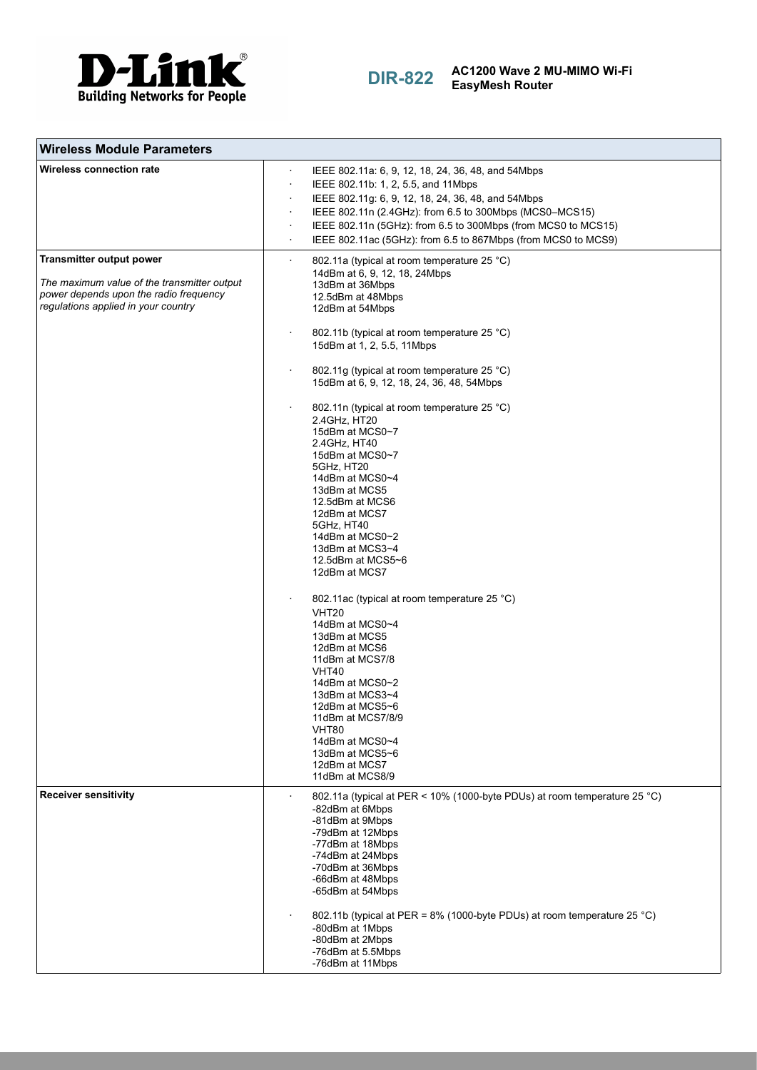| Wireless Module Parameters | |
|---|---|
| **Wireless connection rate** | · IEEE 802.11a: 6, 9, 12, 18, 24, 36, 48, and 54Mbps<br>· IEEE 802.11b: 1, 2, 5.5, and 11Mbps<br>· IEEE 802.11g: 6, 9, 12, 18, 24, 36, 48, and 54Mbps<br>· IEEE 802.11n (2.4GHz): from 6.5 to 300Mbps (MCS0–MCS15)<br>· IEEE 802.11n (5GHz): from 6.5 to 300Mbps (from MCS0 to MCS15)<br>· IEEE 802.11ac (5GHz): from 6.5 to 867Mbps (from MCS0 to MCS9) |
| **Transmitter output power**<br><br>*The maximum value of the transmitter output power depends upon the radio frequency regulations applied in your country* | · 802.11a (typical at room temperature 25 °C)<br>14dBm at 6, 9, 12, 18, 24Mbps<br>13dBm at 36Mbps<br>12.5dBm at 48Mbps<br>12dBm at 54Mbps<br><br>· 802.11b (typical at room temperature 25 °C)<br>15dBm at 1, 2, 5.5, 11Mbps<br><br>· 802.11g (typical at room temperature 25 °C)<br>15dBm at 6, 9, 12, 18, 24, 36, 48, 54Mbps<br><br>· 802.11n (typical at room temperature 25 °C)<br>2.4GHz, HT20<br>15dBm at MCS0~7<br>2.4GHz, HT40<br>15dBm at MCS0~7<br>5GHz, HT20<br>14dBm at MCS0~4<br>13dBm at MCS5<br>12.5dBm at MCS6<br>12dBm at MCS7<br>5GHz, HT40<br>14dBm at MCS0~2<br>13dBm at MCS3~4<br>12.5dBm at MCS5~6<br>12dBm at MCS7<br><br>· 802.11ac (typical at room temperature 25 °C)<br>VHT20<br>14dBm at MCS0~4<br>13dBm at MCS5<br>12dBm at MCS6<br>11dBm at MCS7/8<br>VHT40<br>14dBm at MCS0~2<br>13dBm at MCS3~4<br>12dBm at MCS5~6<br>11dBm at MCS7/8/9<br>VHT80<br>14dBm at MCS0~4<br>13dBm at MCS5~6<br>12dBm at MCS7<br>11dBm at MCS8/9 |
| **Receiver sensitivity** | · 802.11a (typical at PER < 10% (1000-byte PDUs) at room temperature 25 °C)<br>-82dBm at 6Mbps<br>-81dBm at 9Mbps<br>-79dBm at 12Mbps<br>-77dBm at 18Mbps<br>-74dBm at 24Mbps<br>-70dBm at 36Mbps<br>-66dBm at 48Mbps<br>-65dBm at 54Mbps<br><br>· 802.11b (typical at PER = 8% (1000-byte PDUs) at room temperature 25 °C)<br>-80dBm at 1Mbps<br>-80dBm at 2Mbps<br>-76dBm at 5.5Mbps<br>-76dBm at 11Mbps |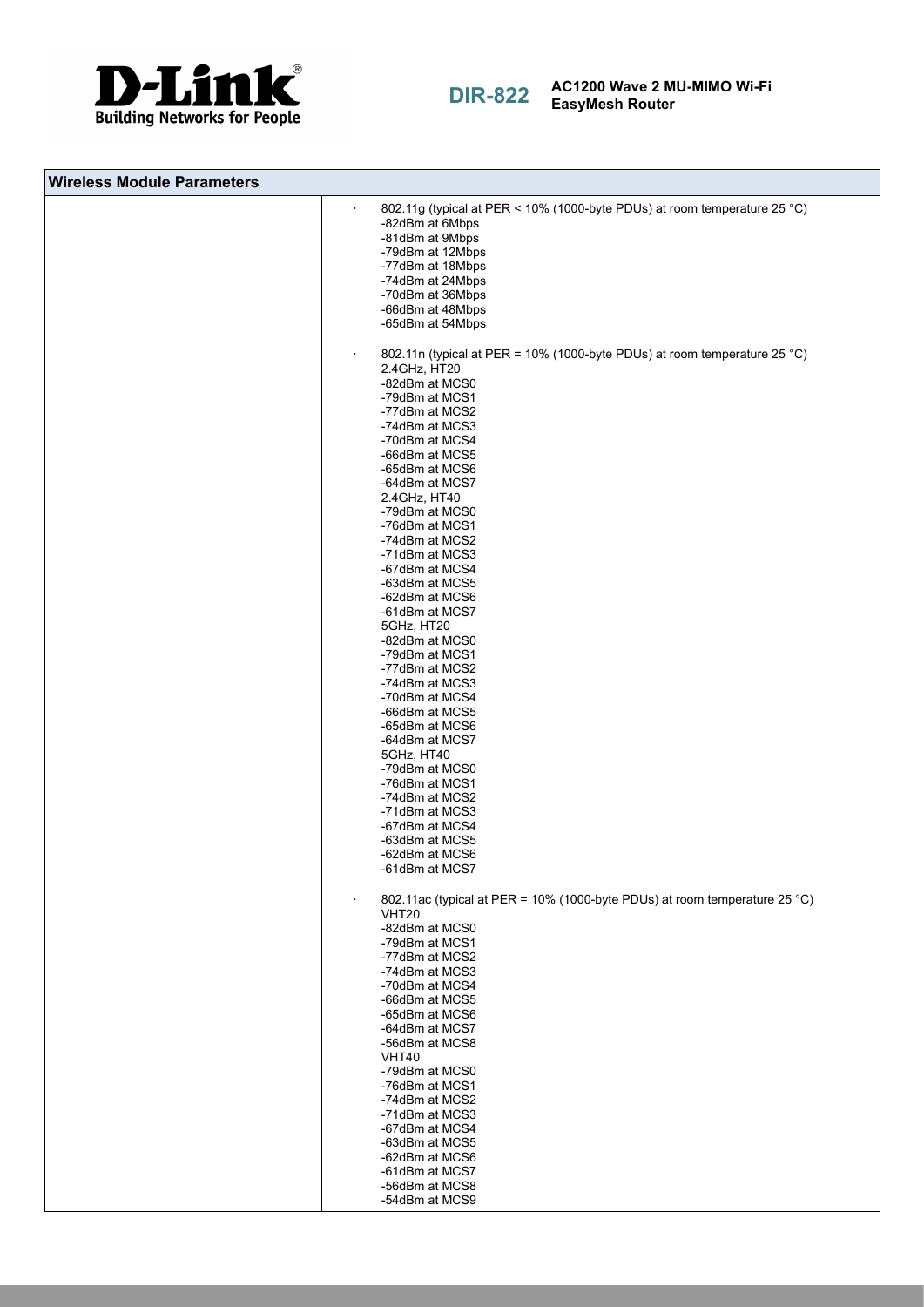| Wireless Module Parameters | |
|---|---|
| | · 802.11g (typical at PER < 10% (1000-byte PDUs) at room temperature 25 °C)<br>-82dBm at 6Mbps<br>-81dBm at 9Mbps<br>-79dBm at 12Mbps<br>-77dBm at 18Mbps<br>-74dBm at 24Mbps<br>-70dBm at 36Mbps<br>-66dBm at 48Mbps<br>-65dBm at 54Mbps<br><br>· 802.11n (typical at PER = 10% (1000-byte PDUs) at room temperature 25 °C)<br>2.4GHz, HT20<br>-82dBm at MCS0<br>-79dBm at MCS1<br>-77dBm at MCS2<br>-74dBm at MCS3<br>-70dBm at MCS4<br>-66dBm at MCS5<br>-65dBm at MCS6<br>-64dBm at MCS7<br>2.4GHz, HT40<br>-79dBm at MCS0<br>-76dBm at MCS1<br>-74dBm at MCS2<br>-71dBm at MCS3<br>-67dBm at MCS4<br>-63dBm at MCS5<br>-62dBm at MCS6<br>-61dBm at MCS7<br>5GHz, HT20<br>-82dBm at MCS0<br>-79dBm at MCS1<br>-77dBm at MCS2<br>-74dBm at MCS3<br>-70dBm at MCS4<br>-66dBm at MCS5<br>-65dBm at MCS6<br>-64dBm at MCS7<br>5GHz, HT40<br>-79dBm at MCS0<br>-76dBm at MCS1<br>-74dBm at MCS2<br>-71dBm at MCS3<br>-67dBm at MCS4<br>-63dBm at MCS5<br>-62dBm at MCS6<br>-61dBm at MCS7<br><br>· 802.11ac (typical at PER = 10% (1000-byte PDUs) at room temperature 25 °C)<br>VHT20<br>-82dBm at MCS0<br>-79dBm at MCS1<br>-77dBm at MCS2<br>-74dBm at MCS3<br>-70dBm at MCS4<br>-66dBm at MCS5<br>-65dBm at MCS6<br>-64dBm at MCS7<br>-56dBm at MCS8<br>VHT40<br>-79dBm at MCS0<br>-76dBm at MCS1<br>-74dBm at MCS2<br>-71dBm at MCS3<br>-67dBm at MCS4<br>-63dBm at MCS5<br>-62dBm at MCS6<br>-61dBm at MCS7<br>-56dBm at MCS8<br>-54dBm at MCS9 |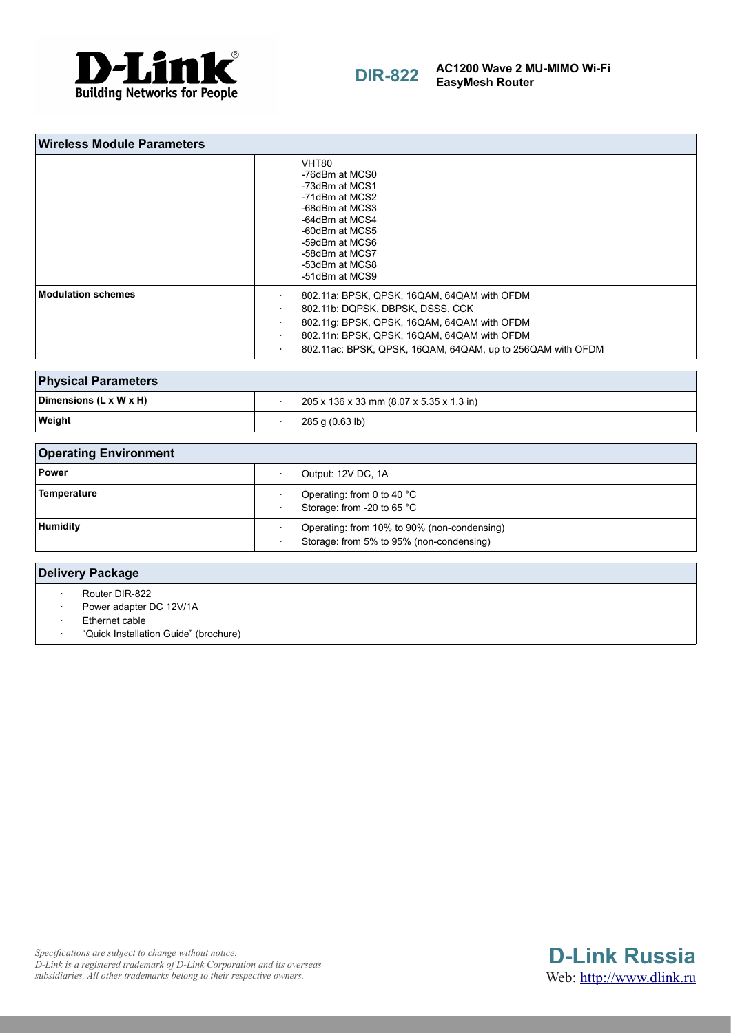## Wireless Module Parameters

| | |
|---|---|
| | VHT80<br>-76dBm at MCS0<br>-73dBm at MCS1<br>-71dBm at MCS2<br>-68dBm at MCS3<br>-64dBm at MCS4<br>-60dBm at MCS5<br>-59dBm at MCS6<br>-58dBm at MCS7<br>-53dBm at MCS8<br>-51dBm at MCS9 |
| **Modulation schemes** | · 802.11a: BPSK, QPSK, 16QAM, 64QAM with OFDM<br>· 802.11b: DQPSK, DBPSK, DSSS, CCK<br>· 802.11g: BPSK, QPSK, 16QAM, 64QAM with OFDM<br>· 802.11n: BPSK, QPSK, 16QAM, 64QAM with OFDM<br>· 802.11ac: BPSK, QPSK, 16QAM, 64QAM, up to 256QAM with OFDM |

## Physical Parameters

| | |
|---|---|
| **Dimensions (L x W x H)** | · 205 x 136 x 33 mm (8.07 x 5.35 x 1.3 in) |
| **Weight** | · 285 g (0.63 lb) |

## Operating Environment

| | |
|---|---|
| **Power** | · Output: 12V DC, 1A |
| **Temperature** | · Operating: from 0 to 40 °C<br>· Storage: from -20 to 65 °C |
| **Humidity** | · Operating: from 10% to 90% (non-condensing)<br>· Storage: from 5% to 95% (non-condensing) |

## Delivery Package

- Router DIR-822
- Power adapter DC 12V/1A
- Ethernet cable
- "Quick Installation Guide" (brochure)

*Specifications are subject to change without notice.*
*D-Link is a registered trademark of D-Link Corporation and its overseas subsidiaries. All other trademarks belong to their respective owners.*

**D-Link Russia**
Web: http://www.dlink.ru